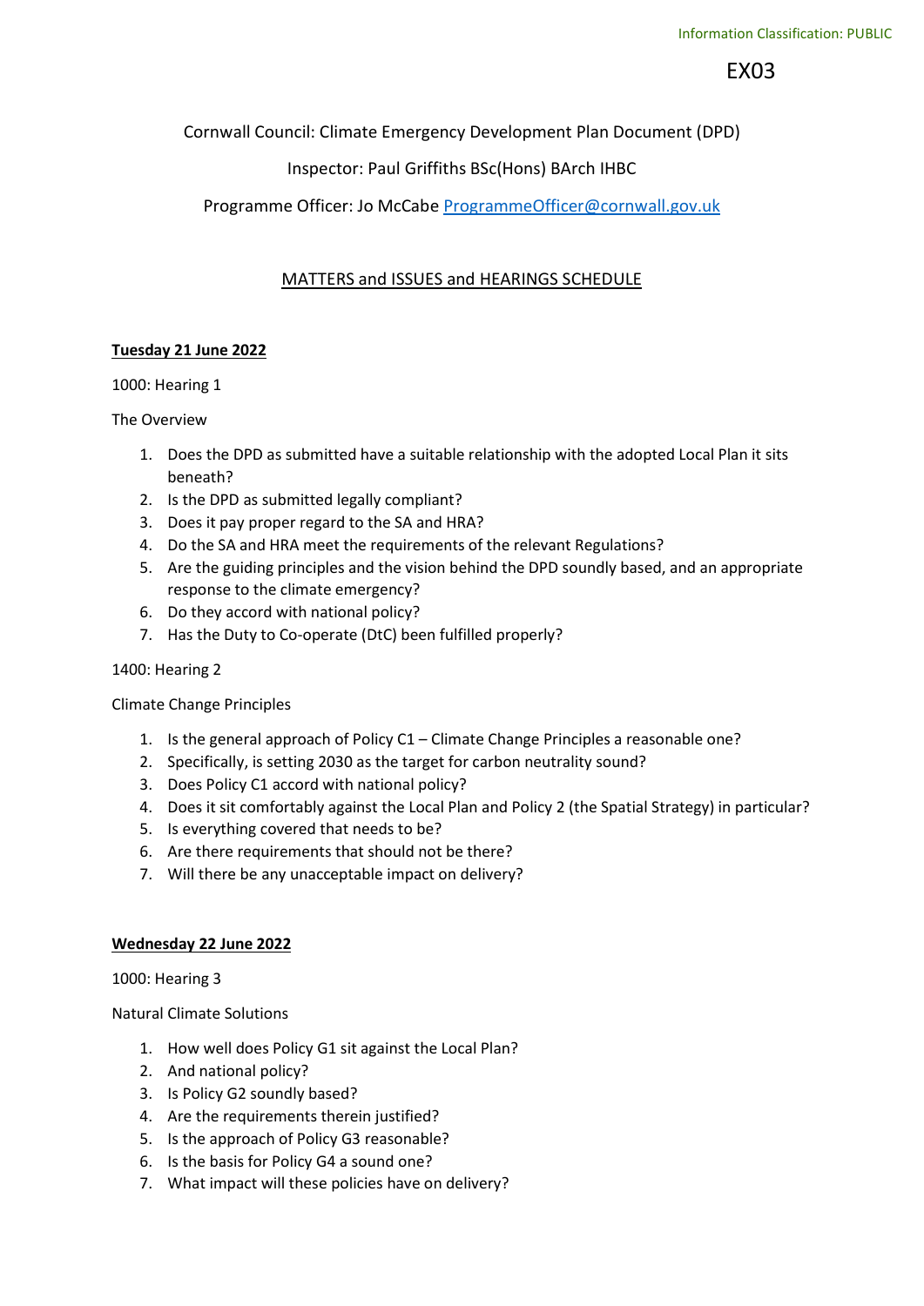Information Classification: PUBLIC

EX03

Cornwall Council: Climate Emergency Development Plan Document (DPD)

Inspector: Paul Griffiths BSc(Hons) BArch IHBC

Programme Officer: Jo McCabe ProgrammeOfficer@cornwall.gov.uk

## MATTERS and ISSUES and HEARINGS SCHEDULE

### Tuesday 21 June 2022

1000: Hearing 1

The Overview

1. Does the DPD as submitted have a suitable relationship with the adopted Local Plan it sits beneath?
2. Is the DPD as submitted legally compliant?
3. Does it pay proper regard to the SA and HRA?
4. Do the SA and HRA meet the requirements of the relevant Regulations?
5. Are the guiding principles and the vision behind the DPD soundly based, and an appropriate response to the climate emergency?
6. Do they accord with national policy?
7. Has the Duty to Co-operate (DtC) been fulfilled properly?

1400: Hearing 2

Climate Change Principles

1. Is the general approach of Policy C1 – Climate Change Principles a reasonable one?
2. Specifically, is setting 2030 as the target for carbon neutrality sound?
3. Does Policy C1 accord with national policy?
4. Does it sit comfortably against the Local Plan and Policy 2 (the Spatial Strategy) in particular?
5. Is everything covered that needs to be?
6. Are there requirements that should not be there?
7. Will there be any unacceptable impact on delivery?

### Wednesday 22 June 2022

1000: Hearing 3

Natural Climate Solutions

1. How well does Policy G1 sit against the Local Plan?
2. And national policy?
3. Is Policy G2 soundly based?
4. Are the requirements therein justified?
5. Is the approach of Policy G3 reasonable?
6. Is the basis for Policy G4 a sound one?
7. What impact will these policies have on delivery?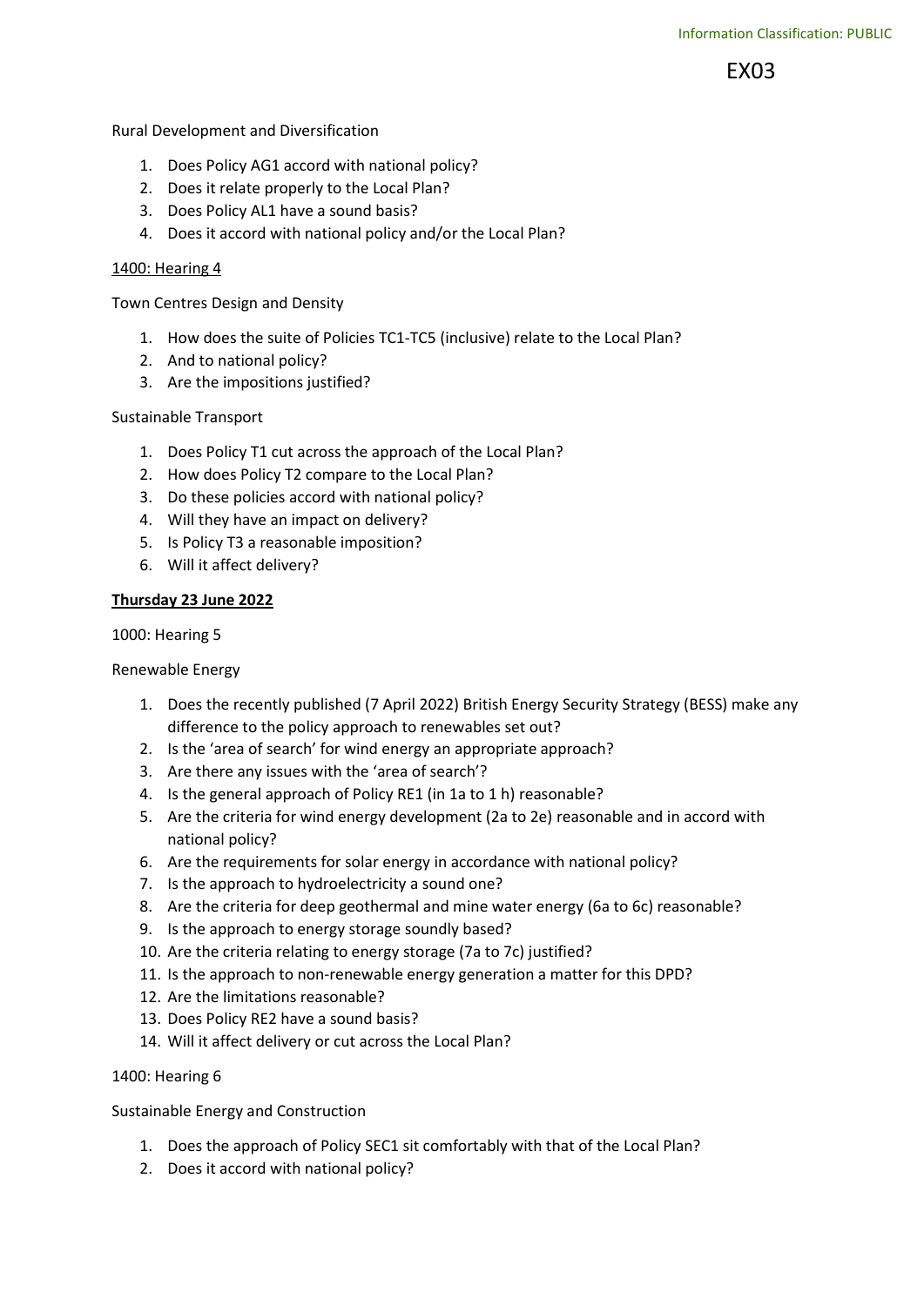Rural Development and Diversification

1. Does Policy AG1 accord with national policy?
2. Does it relate properly to the Local Plan?
3. Does Policy AL1 have a sound basis?
4. Does it accord with national policy and/or the Local Plan?

1400: Hearing 4

Town Centres Design and Density

1. How does the suite of Policies TC1-TC5 (inclusive) relate to the Local Plan?
2. And to national policy?
3. Are the impositions justified?

Sustainable Transport

1. Does Policy T1 cut across the approach of the Local Plan?
2. How does Policy T2 compare to the Local Plan?
3. Do these policies accord with national policy?
4. Will they have an impact on delivery?
5. Is Policy T3 a reasonable imposition?
6. Will it affect delivery?

**Thursday 23 June 2022**

1000: Hearing 5

Renewable Energy

1. Does the recently published (7 April 2022) British Energy Security Strategy (BESS) make any difference to the policy approach to renewables set out?
2. Is the 'area of search' for wind energy an appropriate approach?
3. Are there any issues with the 'area of search'?
4. Is the general approach of Policy RE1 (in 1a to 1 h) reasonable?
5. Are the criteria for wind energy development (2a to 2e) reasonable and in accord with national policy?
6. Are the requirements for solar energy in accordance with national policy?
7. Is the approach to hydroelectricity a sound one?
8. Are the criteria for deep geothermal and mine water energy (6a to 6c) reasonable?
9. Is the approach to energy storage soundly based?
10. Are the criteria relating to energy storage (7a to 7c) justified?
11. Is the approach to non-renewable energy generation a matter for this DPD?
12. Are the limitations reasonable?
13. Does Policy RE2 have a sound basis?
14. Will it affect delivery or cut across the Local Plan?

1400: Hearing 6

Sustainable Energy and Construction

1. Does the approach of Policy SEC1 sit comfortably with that of the Local Plan?
2. Does it accord with national policy?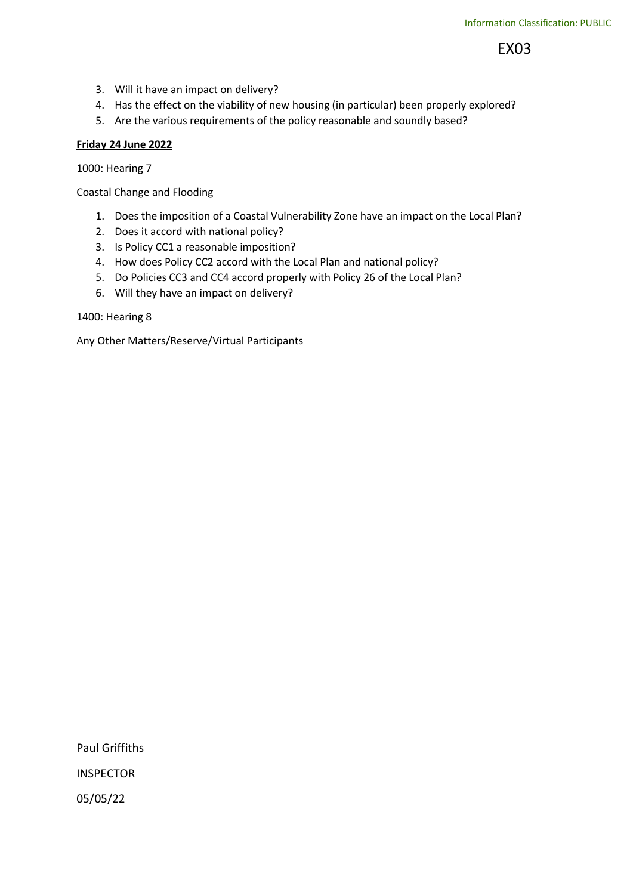3. Will it have an impact on delivery?
4. Has the effect on the viability of new housing (in particular) been properly explored?
5. Are the various requirements of the policy reasonable and soundly based?

**Friday 24 June 2022**

1000: Hearing 7

Coastal Change and Flooding

1. Does the imposition of a Coastal Vulnerability Zone have an impact on the Local Plan?
2. Does it accord with national policy?
3. Is Policy CC1 a reasonable imposition?
4. How does Policy CC2 accord with the Local Plan and national policy?
5. Do Policies CC3 and CC4 accord properly with Policy 26 of the Local Plan?
6. Will they have an impact on delivery?

1400: Hearing 8

Any Other Matters/Reserve/Virtual Participants

Paul Griffiths

INSPECTOR

05/05/22